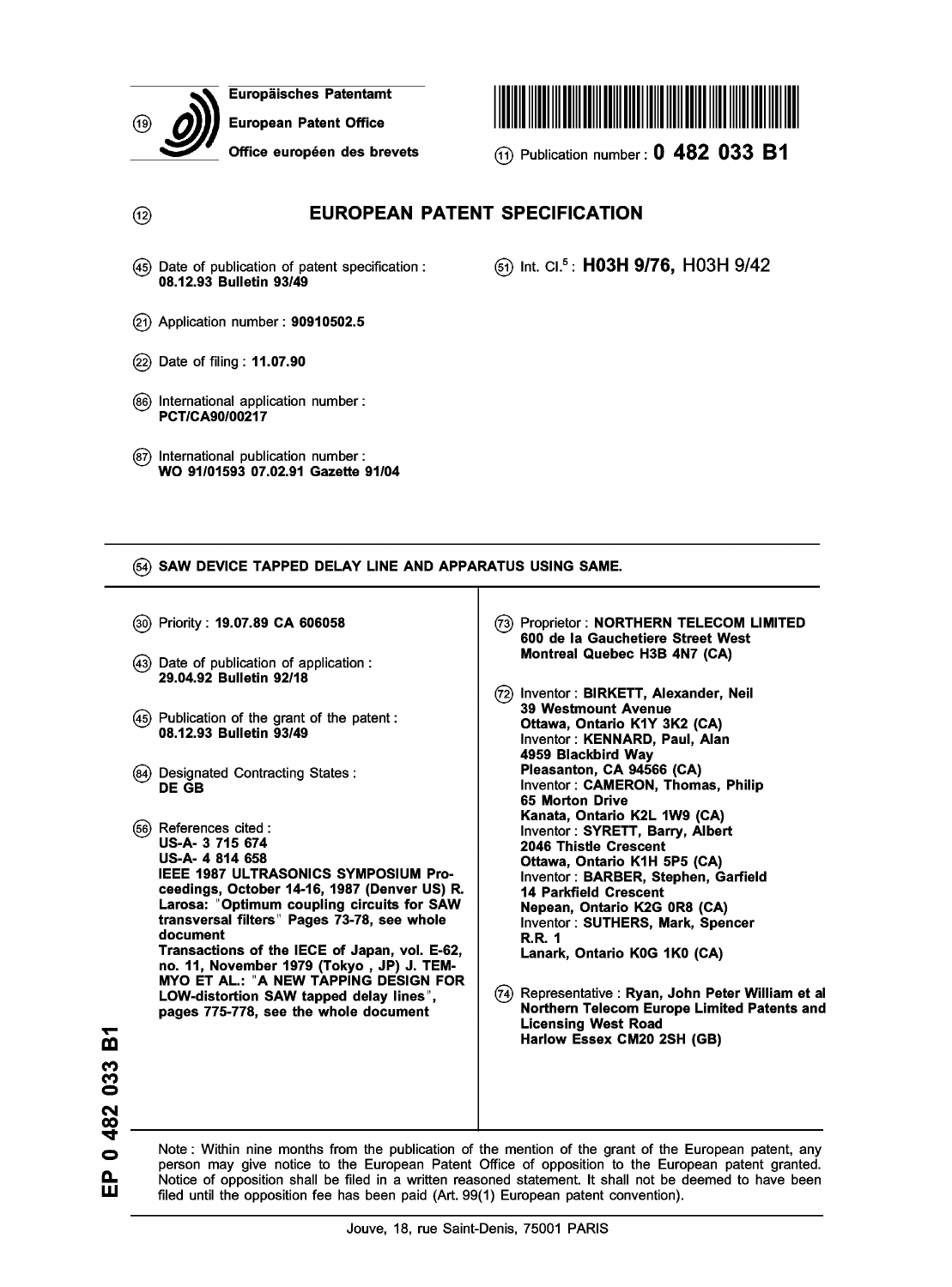(19) Europäisches Patentamt
European Patent Office
Office européen des brevets

(11) Publication number : **0 482 033 B1**

(12) **EUROPEAN PATENT SPECIFICATION**

(45) Date of publication of patent specification : **08.12.93 Bulletin 93/49**

(51) Int. Cl.[5] : **H03H 9/76,** H03H 9/42

(21) Application number : **90910502.5**

(22) Date of filing : **11.07.90**

(86) International application number : **PCT/CA90/00217**

(87) International publication number : **WO 91/01593 07.02.91 Gazette 91/04**

(54) **SAW DEVICE TAPPED DELAY LINE AND APPARATUS USING SAME.**

(30) Priority : **19.07.89 CA 606058**

(43) Date of publication of application : **29.04.92 Bulletin 92/18**

(45) Publication of the grant of the patent : **08.12.93 Bulletin 93/49**

(84) Designated Contracting States : **DE GB**

(56) References cited :
**US-A- 3 715 674**
**US-A- 4 814 658**
**IEEE 1987 ULTRASONICS SYMPOSIUM Proceedings, October 14-16, 1987 (Denver US) R. Larosa: "Optimum coupling circuits for SAW transversal filters" Pages 73-78, see whole document**
**Transactions of the IECE of Japan, vol. E-62, no. 11, November 1979 (Tokyo , JP) J. TEMMYO ET AL.: "A NEW TAPPING DESIGN FOR LOW-distortion SAW tapped delay lines", pages 775-778, see the whole document**

(73) Proprietor : **NORTHERN TELECOM LIMITED
600 de la Gauchetiere Street West
Montreal Quebec H3B 4N7 (CA)**

(72) Inventor : **BIRKETT, Alexander, Neil
39 Westmount Avenue
Ottawa, Ontario K1Y 3K2 (CA)**
Inventor : **KENNARD, Paul, Alan
4959 Blackbird Way
Pleasanton, CA 94566 (CA)**
Inventor : **CAMERON, Thomas, Philip
65 Morton Drive
Kanata, Ontario K2L 1W9 (CA)**
Inventor : **SYRETT, Barry, Albert
2046 Thistle Crescent
Ottawa, Ontario K1H 5P5 (CA)**
Inventor : **BARBER, Stephen, Garfield
14 Parkfield Crescent
Nepean, Ontario K2G 0R8 (CA)**
Inventor : **SUTHERS, Mark, Spencer
R.R. 1
Lanark, Ontario K0G 1K0 (CA)**

(74) Representative : **Ryan, John Peter William et al
Northern Telecom Europe Limited Patents and Licensing West Road
Harlow Essex CM20 2SH (GB)**

Note : Within nine months from the publication of the mention of the grant of the European patent, any person may give notice to the European Patent Office of opposition to the European patent granted. Notice of opposition shall be filed in a written reasoned statement. It shall not be deemed to have been filed until the opposition fee has been paid (Art. 99(1) European patent convention).

Jouve, 18, rue Saint-Denis, 75001 PARIS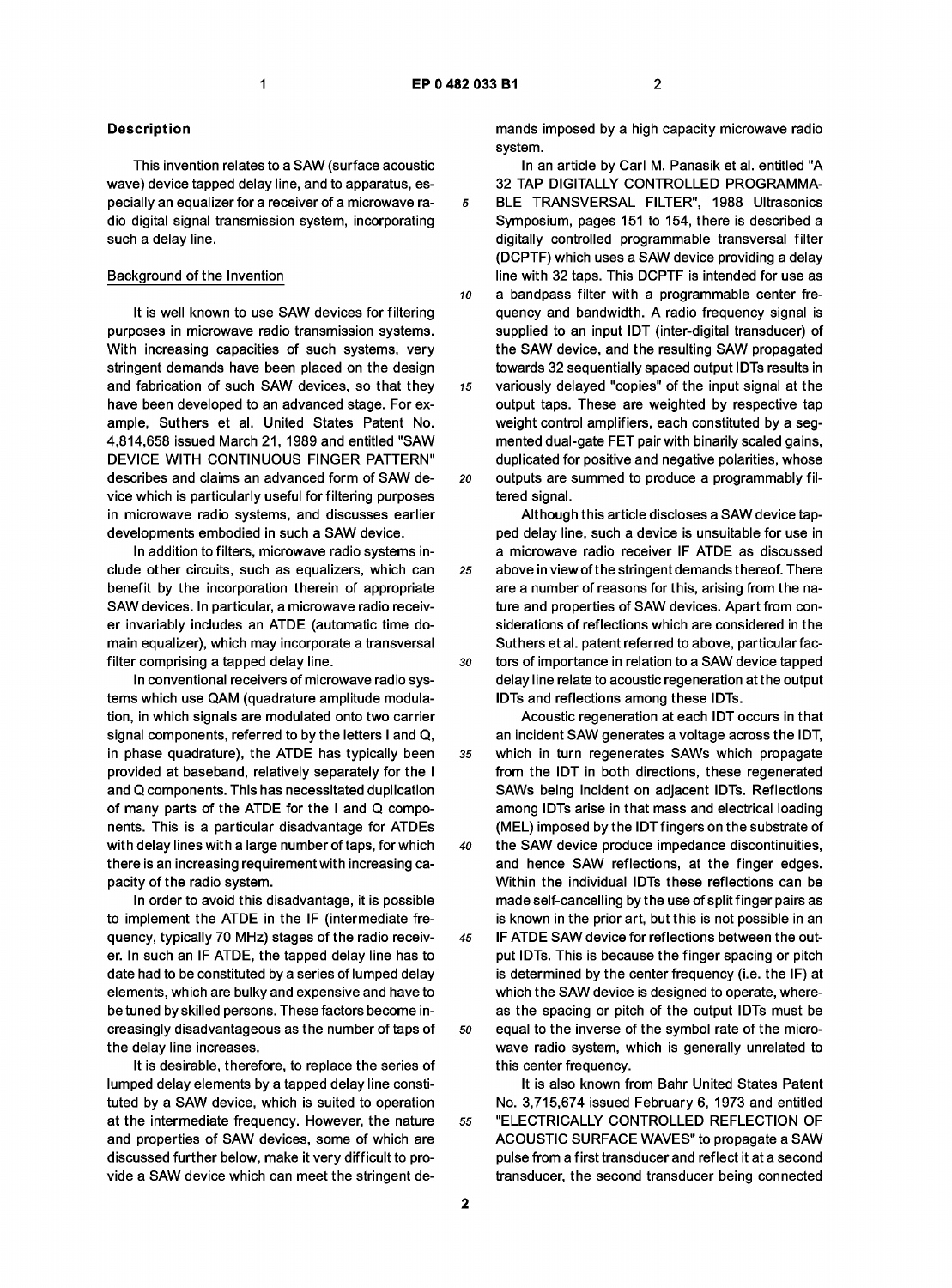## Description

This invention relates to a SAW (surface acoustic wave) device tapped delay line, and to apparatus, especially an equalizer for a receiver of a microwave radio digital signal transmission system, incorporating such a delay line.

### Background of the Invention

It is well known to use SAW devices for filtering purposes in microwave radio transmission systems. With increasing capacities of such systems, very stringent demands have been placed on the design and fabrication of such SAW devices, so that they have been developed to an advanced stage. For example, Suthers et al. United States Patent No. 4,814,658 issued March 21, 1989 and entitled "SAW DEVICE WITH CONTINUOUS FINGER PATTERN" describes and claims an advanced form of SAW device which is particularly useful for filtering purposes in microwave radio systems, and discusses earlier developments embodied in such a SAW device.

In addition to filters, microwave radio systems include other circuits, such as equalizers, which can benefit by the incorporation therein of appropriate SAW devices. In particular, a microwave radio receiver invariably includes an ATDE (automatic time domain equalizer), which may incorporate a transversal filter comprising a tapped delay line.

In conventional receivers of microwave radio systems which use QAM (quadrature amplitude modulation, in which signals are modulated onto two carrier signal components, referred to by the letters I and Q, in phase quadrature), the ATDE has typically been provided at baseband, relatively separately for the I and Q components. This has necessitated duplication of many parts of the ATDE for the I and Q components. This is a particular disadvantage for ATDEs with delay lines with a large number of taps, for which there is an increasing requirement with increasing capacity of the radio system.

In order to avoid this disadvantage, it is possible to implement the ATDE in the IF (intermediate frequency, typically 70 MHz) stages of the radio receiver. In such an IF ATDE, the tapped delay line has to date had to be constituted by a series of lumped delay elements, which are bulky and expensive and have to be tuned by skilled persons. These factors become increasingly disadvantageous as the number of taps of the delay line increases.

It is desirable, therefore, to replace the series of lumped delay elements by a tapped delay line constituted by a SAW device, which is suited to operation at the intermediate frequency. However, the nature and properties of SAW devices, some of which are discussed further below, make it very difficult to provide a SAW device which can meet the stringent demands imposed by a high capacity microwave radio system.

In an article by Carl M. Panasik et al. entitled "A 32 TAP DIGITALLY CONTROLLED PROGRAMMABLE TRANSVERSAL FILTER", 1988 Ultrasonics Symposium, pages 151 to 154, there is described a digitally controlled programmable transversal filter (DCPTF) which uses a SAW device providing a delay line with 32 taps. This DCPTF is intended for use as a bandpass filter with a programmable center frequency and bandwidth. A radio frequency signal is supplied to an input IDT (inter-digital transducer) of the SAW device, and the resulting SAW propagated towards 32 sequentially spaced output IDTs results in variously delayed "copies" of the input signal at the output taps. These are weighted by respective tap weight control amplifiers, each constituted by a segmented dual-gate FET pair with binarily scaled gains, duplicated for positive and negative polarities, whose outputs are summed to produce a programmably filtered signal.

Although this article discloses a SAW device tapped delay line, such a device is unsuitable for use in a microwave radio receiver IF ATDE as discussed above in view of the stringent demands thereof. There are a number of reasons for this, arising from the nature and properties of SAW devices. Apart from considerations of reflections which are considered in the Suthers et al. patent referred to above, particular factors of importance in relation to a SAW device tapped delay line relate to acoustic regeneration at the output IDTs and reflections among these IDTs.

Acoustic regeneration at each IDT occurs in that an incident SAW generates a voltage across the IDT, which in turn regenerates SAWs which propagate from the IDT in both directions, these regenerated SAWs being incident on adjacent IDTs. Reflections among IDTs arise in that mass and electrical loading (MEL) imposed by the IDT fingers on the substrate of the SAW device produce impedance discontinuities, and hence SAW reflections, at the finger edges. Within the individual IDTs these reflections can be made self-cancelling by the use of split finger pairs as is known in the prior art, but this is not possible in an IF ATDE SAW device for reflections between the output IDTs. This is because the finger spacing or pitch is determined by the center frequency (i.e. the IF) at which the SAW device is designed to operate, whereas the spacing or pitch of the output IDTs must be equal to the inverse of the symbol rate of the microwave radio system, which is generally unrelated to this center frequency.

It is also known from Bahr United States Patent No. 3,715,674 issued February 6, 1973 and entitled "ELECTRICALLY CONTROLLED REFLECTION OF ACOUSTIC SURFACE WAVES" to propagate a SAW pulse from a first transducer and reflect it at a second transducer, the second transducer being connected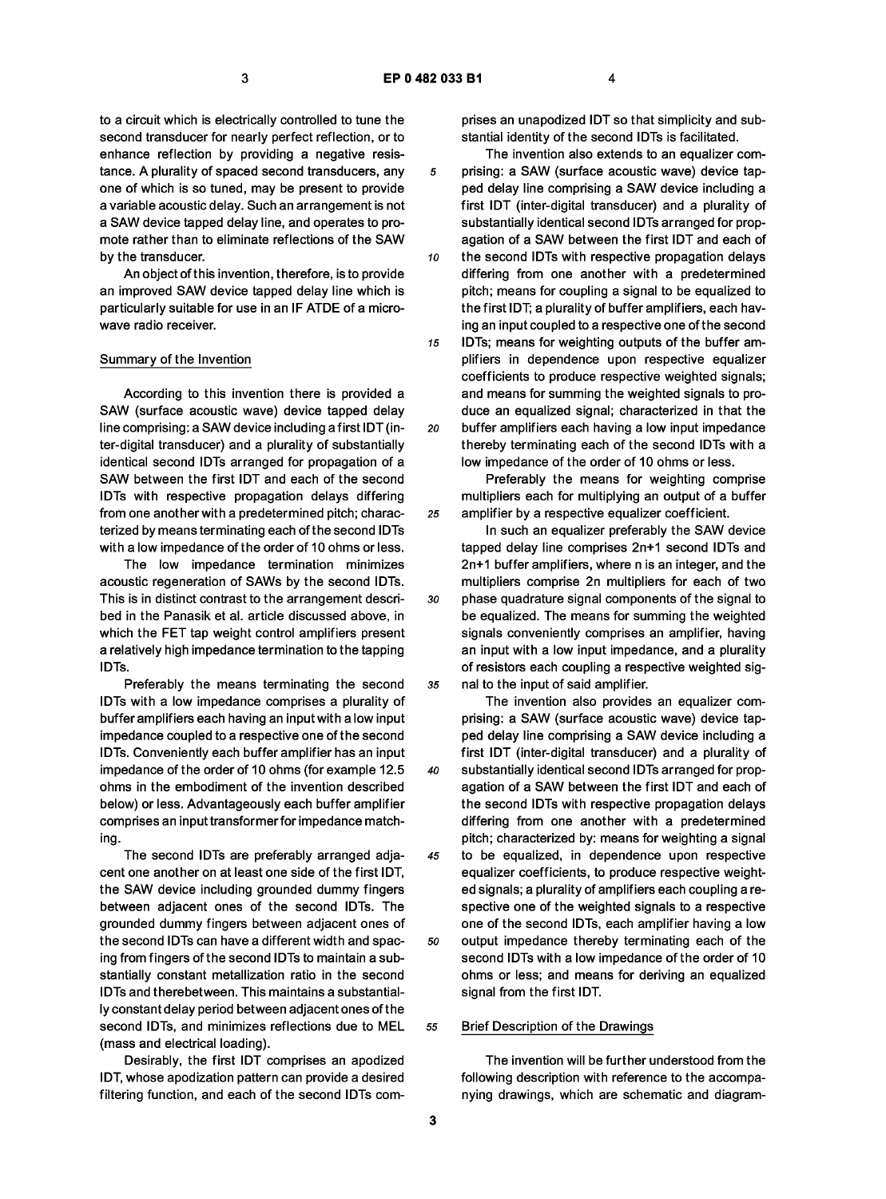to a circuit which is electrically controlled to tune the second transducer for nearly perfect reflection, or to enhance reflection by providing a negative resistance. A plurality of spaced second transducers, any one of which is so tuned, may be present to provide a variable acoustic delay. Such an arrangement is not a SAW device tapped delay line, and operates to promote rather than to eliminate reflections of the SAW by the transducer.

An object of this invention, therefore, is to provide an improved SAW device tapped delay line which is particularly suitable for use in an IF ATDE of a microwave radio receiver.

## Summary of the Invention

According to this invention there is provided a SAW (surface acoustic wave) device tapped delay line comprising: a SAW device including a first IDT (inter-digital transducer) and a plurality of substantially identical second IDTs arranged for propagation of a SAW between the first IDT and each of the second IDTs with respective propagation delays differing from one another with a predetermined pitch; characterized by means terminating each of the second IDTs with a low impedance of the order of 10 ohms or less.

The low impedance termination minimizes acoustic regeneration of SAWs by the second IDTs. This is in distinct contrast to the arrangement described in the Panasik et al. article discussed above, in which the FET tap weight control amplifiers present a relatively high impedance termination to the tapping IDTs.

Preferably the means terminating the second IDTs with a low impedance comprises a plurality of buffer amplifiers each having an input with a low input impedance coupled to a respective one of the second IDTs. Conveniently each buffer amplifier has an input impedance of the order of 10 ohms (for example 12.5 ohms in the embodiment of the invention described below) or less. Advantageously each buffer amplifier comprises an input transformer for impedance matching.

The second IDTs are preferably arranged adjacent one another on at least one side of the first IDT, the SAW device including grounded dummy fingers between adjacent ones of the second IDTs. The grounded dummy fingers between adjacent ones of the second IDTs can have a different width and spacing from fingers of the second IDTs to maintain a substantially constant metallization ratio in the second IDTs and therebetween. This maintains a substantially constant delay period between adjacent ones of the second IDTs, and minimizes reflections due to MEL (mass and electrical loading).

Desirably, the first IDT comprises an apodized IDT, whose apodization pattern can provide a desired filtering function, and each of the second IDTs comprises an unapodized IDT so that simplicity and substantial identity of the second IDTs is facilitated.

The invention also extends to an equalizer comprising: a SAW (surface acoustic wave) device tapped delay line comprising a SAW device including a first IDT (inter-digital transducer) and a plurality of substantially identical second IDTs arranged for propagation of a SAW between the first IDT and each of the second IDTs with respective propagation delays differing from one another with a predetermined pitch; means for coupling a signal to be equalized to the first IDT; a plurality of buffer amplifiers, each having an input coupled to a respective one of the second IDTs; means for weighting outputs of the buffer amplifiers in dependence upon respective equalizer coefficients to produce respective weighted signals; and means for summing the weighted signals to produce an equalized signal; characterized in that the buffer amplifiers each having a low input impedance thereby terminating each of the second IDTs with a low impedance of the order of 10 ohms or less.

Preferably the means for weighting comprise multipliers each for multiplying an output of a buffer amplifier by a respective equalizer coefficient.

In such an equalizer preferably the SAW device tapped delay line comprises 2n+1 second IDTs and 2n+1 buffer amplifiers, where n is an integer, and the multipliers comprise 2n multipliers for each of two phase quadrature signal components of the signal to be equalized. The means for summing the weighted signals conveniently comprises an amplifier, having an input with a low input impedance, and a plurality of resistors each coupling a respective weighted signal to the input of said amplifier.

The invention also provides an equalizer comprising: a SAW (surface acoustic wave) device tapped delay line comprising a SAW device including a first IDT (inter-digital transducer) and a plurality of substantially identical second IDTs arranged for propagation of a SAW between the first IDT and each of the second IDTs with respective propagation delays differing from one another with a predetermined pitch; characterized by: means for weighting a signal to be equalized, in dependence upon respective equalizer coefficients, to produce respective weighted signals; a plurality of amplifiers each coupling a respective one of the weighted signals to a respective one of the second IDTs, each amplifier having a low output impedance thereby terminating each of the second IDTs with a low impedance of the order of 10 ohms or less; and means for deriving an equalized signal from the first IDT.

## Brief Description of the Drawings

The invention will be further understood from the following description with reference to the accompanying drawings, which are schematic and diagram-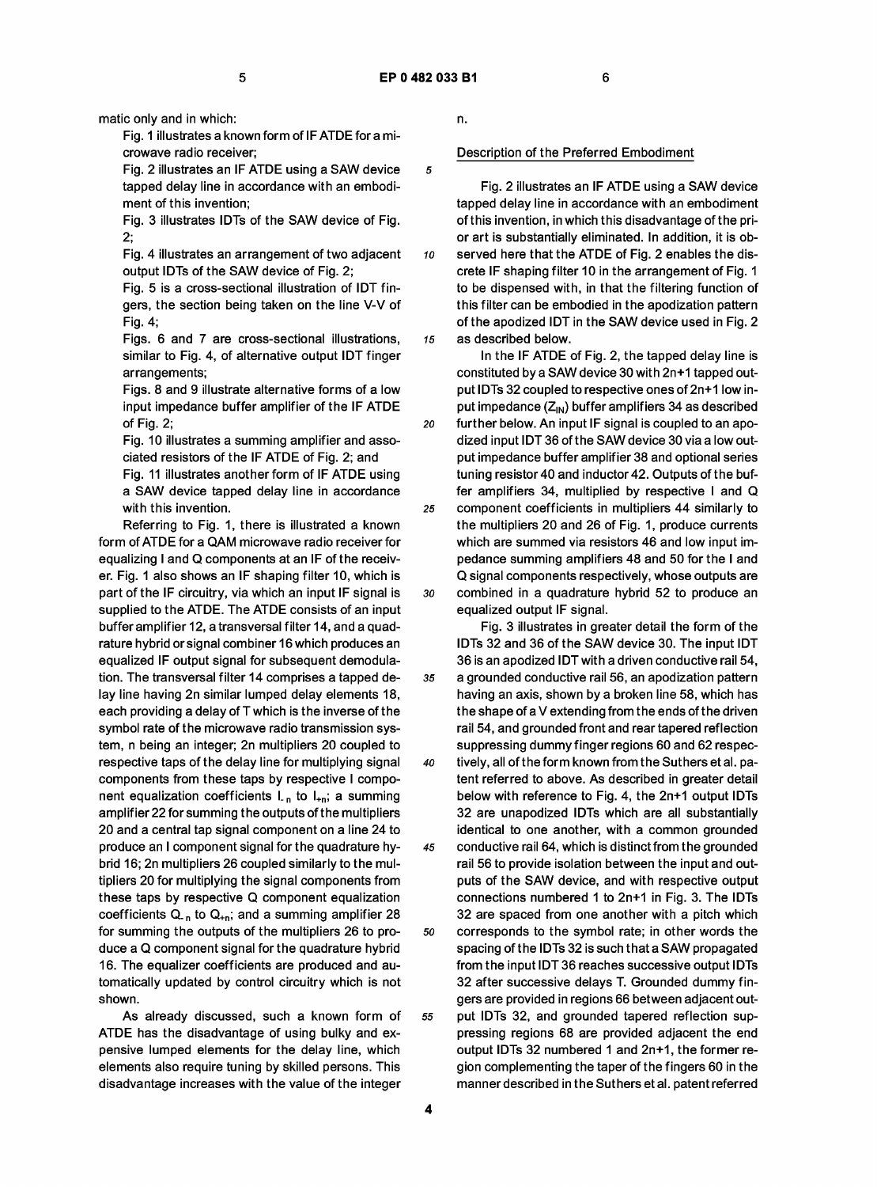matic only and in which:

Fig. 1 illustrates a known form of IF ATDE for a microwave radio receiver;

Fig. 2 illustrates an IF ATDE using a SAW device tapped delay line in accordance with an embodiment of this invention;

Fig. 3 illustrates IDTs of the SAW device of Fig. 2;

Fig. 4 illustrates an arrangement of two adjacent output IDTs of the SAW device of Fig. 2;

Fig. 5 is a cross-sectional illustration of IDT fingers, the section being taken on the line V-V of Fig. 4;

Figs. 6 and 7 are cross-sectional illustrations, similar to Fig. 4, of alternative output IDT finger arrangements;

Figs. 8 and 9 illustrate alternative forms of a low input impedance buffer amplifier of the IF ATDE of Fig. 2;

Fig. 10 illustrates a summing amplifier and associated resistors of the IF ATDE of Fig. 2; and

Fig. 11 illustrates another form of IF ATDE using a SAW device tapped delay line in accordance with this invention.

Referring to Fig. 1, there is illustrated a known form of ATDE for a QAM microwave radio receiver for equalizing I and Q components at an IF of the receiver. Fig. 1 also shows an IF shaping filter 10, which is part of the IF circuitry, via which an input IF signal is supplied to the ATDE. The ATDE consists of an input buffer amplifier 12, a transversal filter 14, and a quadrature hybrid or signal combiner 16 which produces an equalized IF output signal for subsequent demodulation. The transversal filter 14 comprises a tapped delay line having 2n similar lumped delay elements 18, each providing a delay of T which is the inverse of the symbol rate of the microwave radio transmission system, n being an integer; 2n multipliers 20 coupled to respective taps of the delay line for multiplying signal components from these taps by respective I component equalization coefficients $I_{-n}$ to $I_{+n}$; a summing amplifier 22 for summing the outputs of the multipliers 20 and a central tap signal component on a line 24 to produce an I component signal for the quadrature hybrid 16; 2n multipliers 26 coupled similarly to the multipliers 20 for multiplying the signal components from these taps by respective Q component equalization coefficients $Q_{-n}$ to $Q_{+n}$; and a summing amplifier 28 for summing the outputs of the multipliers 26 to produce a Q component signal for the quadrature hybrid 16. The equalizer coefficients are produced and automatically updated by control circuitry which is not shown.

As already discussed, such a known form of ATDE has the disadvantage of using bulky and expensive lumped elements for the delay line, which elements also require tuning by skilled persons. This disadvantage increases with the value of the integer n.

## Description of the Preferred Embodiment

Fig. 2 illustrates an IF ATDE using a SAW device tapped delay line in accordance with an embodiment of this invention, in which this disadvantage of the prior art is substantially eliminated. In addition, it is observed here that the ATDE of Fig. 2 enables the discrete IF shaping filter 10 in the arrangement of Fig. 1 to be dispensed with, in that the filtering function of this filter can be embodied in the apodization pattern of the apodized IDT in the SAW device used in Fig. 2 as described below.

In the IF ATDE of Fig. 2, the tapped delay line is constituted by a SAW device 30 with 2n+1 tapped output IDTs 32 coupled to respective ones of 2n+1 low input impedance ($Z_{IN}$) buffer amplifiers 34 as described further below. An input IF signal is coupled to an apodized input IDT 36 of the SAW device 30 via a low output impedance buffer amplifier 38 and optional series tuning resistor 40 and inductor 42. Outputs of the buffer amplifiers 34, multiplied by respective I and Q component coefficients in multipliers 44 similarly to the multipliers 20 and 26 of Fig. 1, produce currents which are summed via resistors 46 and low input impedance summing amplifiers 48 and 50 for the I and Q signal components respectively, whose outputs are combined in a quadrature hybrid 52 to produce an equalized output IF signal.

Fig. 3 illustrates in greater detail the form of the IDTs 32 and 36 of the SAW device 30. The input IDT 36 is an apodized IDT with a driven conductive rail 54, a grounded conductive rail 56, an apodization pattern having an axis, shown by a broken line 58, which has the shape of a V extending from the ends of the driven rail 54, and grounded front and rear tapered reflection suppressing dummy finger regions 60 and 62 respectively, all of the form known from the Suthers et al. patent referred to above. As described in greater detail below with reference to Fig. 4, the 2n+1 output IDTs 32 are unapodized IDTs which are all substantially identical to one another, with a common grounded conductive rail 64, which is distinct from the grounded rail 56 to provide isolation between the input and outputs of the SAW device, and with respective output connections numbered 1 to 2n+1 in Fig. 3. The IDTs 32 are spaced from one another with a pitch which corresponds to the symbol rate; in other words the spacing of the IDTs 32 is such that a SAW propagated from the input IDT 36 reaches successive output IDTs 32 after successive delays T. Grounded dummy fingers are provided in regions 66 between adjacent output IDTs 32, and grounded tapered reflection suppressing regions 68 are provided adjacent the end output IDTs 32 numbered 1 and 2n+1, the former region complementing the taper of the fingers 60 in the manner described in the Suthers et al. patent referred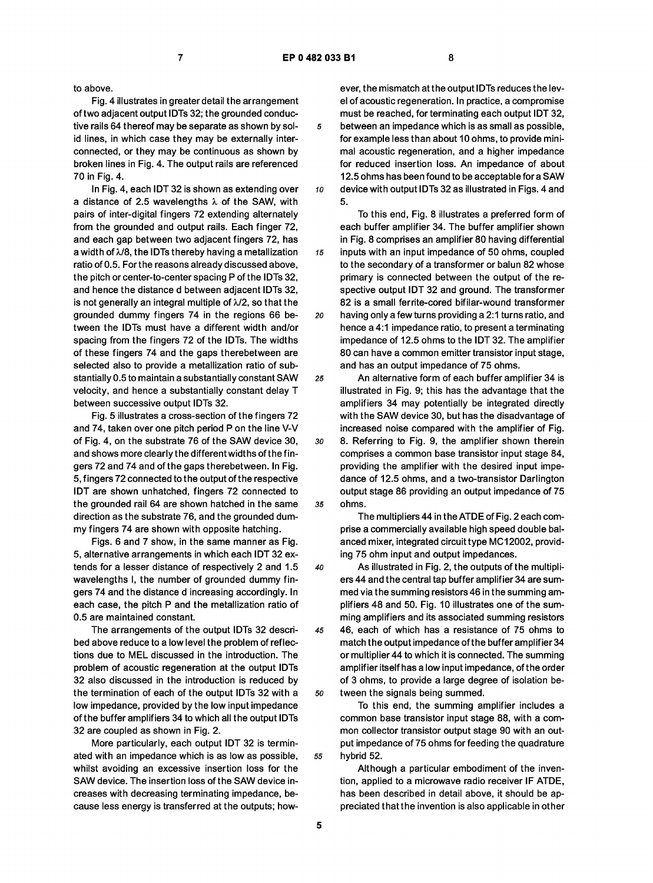to above.

Fig. 4 illustrates in greater detail the arrangement of two adjacent output IDTs 32; the grounded conductive rails 64 thereof may be separate as shown by solid lines, in which case they may be externally interconnected, or they may be continuous as shown by broken lines in Fig. 4. The output rails are referenced 70 in Fig. 4.

In Fig. 4, each IDT 32 is shown as extending over a distance of 2.5 wavelengths $\lambda$ of the SAW, with pairs of inter-digital fingers 72 extending alternately from the grounded and output rails. Each finger 72, and each gap between two adjacent fingers 72, has a width of $\lambda/8$, the IDTs thereby having a metallization ratio of 0.5. For the reasons already discussed above, the pitch or center-to-center spacing P of the IDTs 32, and hence the distance d between adjacent IDTs 32, is not generally an integral multiple of $\lambda/2$, so that the grounded dummy fingers 74 in the regions 66 between the IDTs must have a different width and/or spacing from the fingers 72 of the IDTs. The widths of these fingers 74 and the gaps therebetween are selected also to provide a metallization ratio of substantially 0.5 to maintain a substantially constant SAW velocity, and hence a substantially constant delay T between successive output IDTs 32.

Fig. 5 illustrates a cross-section of the fingers 72 and 74, taken over one pitch period P on the line V-V of Fig. 4, on the substrate 76 of the SAW device 30, and shows more clearly the different widths of the fingers 72 and 74 and of the gaps therebetween. In Fig. 5, fingers 72 connected to the output of the respective IDT are shown unhatched, fingers 72 connected to the grounded rail 64 are shown hatched in the same direction as the substrate 76, and the grounded dummy fingers 74 are shown with opposite hatching.

Figs. 6 and 7 show, in the same manner as Fig. 5, alternative arrangements in which each IDT 32 extends for a lesser distance of respectively 2 and 1.5 wavelengths l, the number of grounded dummy fingers 74 and the distance d increasing accordingly. In each case, the pitch P and the metallization ratio of 0.5 are maintained constant.

The arrangements of the output IDTs 32 described above reduce to a low level the problem of reflections due to MEL discussed in the introduction. The problem of acoustic regeneration at the output IDTs 32 also discussed in the introduction is reduced by the termination of each of the output IDTs 32 with a low impedance, provided by the low input impedance of the buffer amplifiers 34 to which all the output IDTs 32 are coupled as shown in Fig. 2.

More particularly, each output IDT 32 is terminated with an impedance which is as low as possible, whilst avoiding an excessive insertion loss for the SAW device. The insertion loss of the SAW device increases with decreasing terminating impedance, because less energy is transferred at the outputs; however, the mismatch at the output IDTs reduces the level of acoustic regeneration. In practice, a compromise must be reached, for terminating each output IDT 32, between an impedance which is as small as possible, for example less than about 10 ohms, to provide minimal acoustic regeneration, and a higher impedance for reduced insertion loss. An impedance of about 12.5 ohms has been found to be acceptable for a SAW device with output IDTs 32 as illustrated in Figs. 4 and 5.

To this end, Fig. 8 illustrates a preferred form of each buffer amplifier 34. The buffer amplifier shown in Fig. 8 comprises an amplifier 80 having differential inputs with an input impedance of 50 ohms, coupled to the secondary of a transformer or balun 82 whose primary is connected between the output of the respective output IDT 32 and ground. The transformer 82 is a small ferrite-cored bifilar-wound transformer having only a few turns providing a 2:1 turns ratio, and hence a 4:1 impedance ratio, to present a terminating impedance of 12.5 ohms to the IDT 32. The amplifier 80 can have a common emitter transistor input stage, and has an output impedance of 75 ohms.

An alternative form of each buffer amplifier 34 is illustrated in Fig. 9; this has the advantage that the amplifiers 34 may potentially be integrated directly with the SAW device 30, but has the disadvantage of increased noise compared with the amplifier of Fig. 8. Referring to Fig. 9, the amplifier shown therein comprises a common base transistor input stage 84, providing the amplifier with the desired input impedance of 12.5 ohms, and a two-transistor Darlington output stage 86 providing an output impedance of 75 ohms.

The multipliers 44 in the ATDE of Fig. 2 each comprise a commercially available high speed double balanced mixer, integrated circuit type MC12002, providing 75 ohm input and output impedances.

As illustrated in Fig. 2, the outputs of the multipliers 44 and the central tap buffer amplifier 34 are summed via the summing resistors 46 in the summing amplifiers 48 and 50. Fig. 10 illustrates one of the summing amplifiers and its associated summing resistors 46, each of which has a resistance of 75 ohms to match the output impedance of the buffer amplifier 34 or multiplier 44 to which it is connected. The summing amplifier itself has a low input impedance, of the order of 3 ohms, to provide a large degree of isolation between the signals being summed.

To this end, the summing amplifier includes a common base transistor input stage 88, with a common collector transistor output stage 90 with an output impedance of 75 ohms for feeding the quadrature hybrid 52.

Although a particular embodiment of the invention, applied to a microwave radio receiver IF ATDE, has been described in detail above, it should be appreciated that the invention is also applicable in other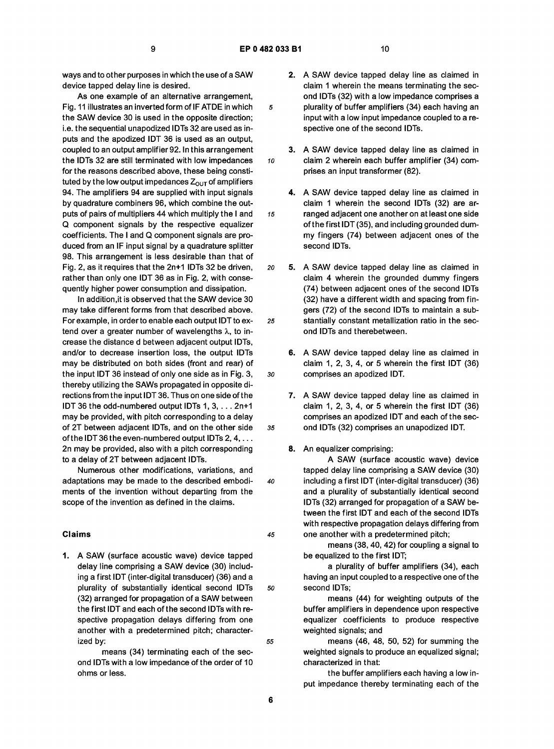ways and to other purposes in which the use of a SAW device tapped delay line is desired.

As one example of an alternative arrangement, Fig. 11 illustrates an inverted form of IF ATDE in which the SAW device 30 is used in the opposite direction; i.e. the sequential unapodized IDTs 32 are used as inputs and the apodized IDT 36 is used as an output, coupled to an output amplifier 92. In this arrangement the IDTs 32 are still terminated with low impedances for the reasons described above, these being constituted by the low output impedances $Z_{OUT}$ of amplifiers 94. The amplifiers 94 are supplied with input signals by quadrature combiners 96, which combine the outputs of pairs of multipliers 44 which multiply the I and Q component signals by the respective equalizer coefficients. The I and Q component signals are produced from an IF input signal by a quadrature splitter 98. This arrangement is less desirable than that of Fig. 2, as it requires that the 2n+1 IDTs 32 be driven, rather than only one IDT 36 as in Fig. 2, with consequently higher power consumption and dissipation.

In addition,it is observed that the SAW device 30 may take different forms from that described above. For example, in order to enable each output IDT to extend over a greater number of wavelengths $\lambda$, to increase the distance d between adjacent output IDTs, and/or to decrease insertion loss, the output IDTs may be distributed on both sides (front and rear) of the input IDT 36 instead of only one side as in Fig. 3, thereby utilizing the SAWs propagated in opposite directions from the input IDT 36. Thus on one side of the IDT 36 the odd-numbered output IDTs 1, 3, . . . 2n+1 may be provided, with pitch corresponding to a delay of 2T between adjacent IDTs, and on the other side of the IDT 36 the even-numbered output IDTs 2, 4, . . . 2n may be provided, also with a pitch corresponding to a delay of 2T between adjacent IDTs.

Numerous other modifications, variations, and adaptations may be made to the described embodiments of the invention without departing from the scope of the invention as defined in the claims.

## Claims

1. A SAW (surface acoustic wave) device tapped delay line comprising a SAW device (30) including a first IDT (inter-digital transducer) (36) and a plurality of substantially identical second IDTs (32) arranged for propagation of a SAW between the first IDT and each of the second IDTs with respective propagation delays differing from one another with a predetermined pitch; characterized by:

   means (34) terminating each of the second IDTs with a low impedance of the order of 10 ohms or less.

2. A SAW device tapped delay line as claimed in claim 1 wherein the means terminating the second IDTs (32) with a low impedance comprises a plurality of buffer amplifiers (34) each having an input with a low input impedance coupled to a respective one of the second IDTs.

3. A SAW device tapped delay line as claimed in claim 2 wherein each buffer amplifier (34) comprises an input transformer (82).

4. A SAW device tapped delay line as claimed in claim 1 wherein the second IDTs (32) are arranged adjacent one another on at least one side of the first IDT (35), and including grounded dummy fingers (74) between adjacent ones of the second IDTs.

5. A SAW device tapped delay line as claimed in claim 4 wherein the grounded dummy fingers (74) between adjacent ones of the second IDTs (32) have a different width and spacing from fingers (72) of the second IDTs to maintain a substantially constant metallization ratio in the second IDTs and therebetween.

6. A SAW device tapped delay line as claimed in claim 1, 2, 3, 4, or 5 wherein the first IDT (36) comprises an apodized IDT.

7. A SAW device tapped delay line as claimed in claim 1, 2, 3, 4, or 5 wherein the first IDT (36) comprises an apodized IDT and each of the second IDTs (32) comprises an unapodized IDT.

8. An equalizer comprising:

   A SAW (surface acoustic wave) device tapped delay line comprising a SAW device (30) including a first IDT (inter-digital transducer) (36) and a plurality of substantially identical second IDTs (32) arranged for propagation of a SAW between the first IDT and each of the second IDTs with respective propagation delays differing from one another with a predetermined pitch;

   means (38, 40, 42) for coupling a signal to be equalized to the first IDT;

   a plurality of buffer amplifiers (34), each having an input coupled to a respective one of the second IDTs;

   means (44) for weighting outputs of the buffer amplifiers in dependence upon respective equalizer coefficients to produce respective weighted signals; and

   means (46, 48, 50, 52) for summing the weighted signals to produce an equalized signal; characterized in that:

   the buffer amplifiers each having a low input impedance thereby terminating each of the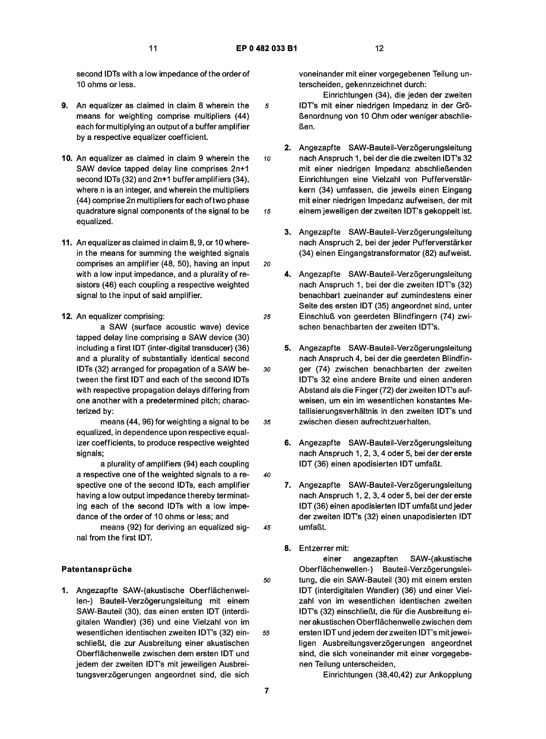second IDTs with a low impedance of the order of 10 ohms or less.

9. An equalizer as claimed in claim 8 wherein the means for weighting comprise multipliers (44) each for multiplying an output of a buffer amplifier by a respective equalizer coefficient.

10. An equalizer as claimed in claim 9 wherein the SAW device tapped delay line comprises 2n+1 second IDTs (32) and 2n+1 buffer amplifiers (34), where n is an integer, and wherein the multipliers (44) comprise 2n multipliers for each of two phase quadrature signal components of the signal to be equalized.

11. An equalizer as claimed in claim 8, 9, or 10 wherein the means for summing the weighted signals comprises an amplifier (48, 50), having an input with a low input impedance, and a plurality of resistors (46) each coupling a respective weighted signal to the input of said amplifier.

12. An equalizer comprising:

a SAW (surface acoustic wave) device tapped delay line comprising a SAW device (30) including a first IDT (inter-digital transducer) (36) and a plurality of substantially identical second IDTs (32) arranged for propagation of a SAW between the first IDT and each of the second IDTs with respective propagation delays differing from one another with a predetermined pitch; characterized by:

means (44, 96) for weighting a signal to be equalized, in dependence upon respective equalizer coefficients, to produce respective weighted signals;

a plurality of amplifiers (94) each coupling a respective one of the weighted signals to a respective one of the second IDTs, each amplifier having a low output impedance thereby terminating each of the second IDTs with a low impedance of the order of 10 ohms or less; and

means (92) for deriving an equalized signal from the first IDT.

## Patentansprüche

1. Angezapfte SAW-(akustische Oberflächenwellen-) Bauteil-Verzögerungsleitung mit einem SAW-Bauteil (30), das einen ersten IDT (interdigitalen Wandler) (36) und eine Vielzahl von im wesentlichen identischen zweiten IDT's (32) einschließt, die zur Ausbreitung einer akustischen Oberflächenwelle zwischen dem ersten IDT und jedem der zweiten IDT's mit jeweiligen Ausbreitungsverzögerungen angeordnet sind, die sich voneinander mit einer vorgegebenen Teilung unterscheiden, gekennzeichnet durch:

Einrichtungen (34), die jeden der zweiten IDT's mit einer niedrigen Impedanz in der Größenordnung von 10 Ohm oder weniger abschließen.

2. Angezapfte SAW-Bauteil-Verzögerungsleitung nach Anspruch 1, bei der die die zweiten IDT's 32 mit einer niedrigen Impedanz abschließenden Einrichtungen eine Vielzahl von Pufferverstärkern (34) umfassen, die jeweils einen Eingang mit einer niedrigen Impedanz aufweisen, der mit einem jeweiligen der zweiten IDT's gekoppelt ist.

3. Angezapfte SAW-Bauteil-Verzögerungsleitung nach Anspruch 2, bei der jeder Pufferverstärker (34) einen Eingangstransformator (82) aufweist.

4. Angezapfte SAW-Bauteil-Verzögerungsleitung nach Anspruch 1, bei der die zweiten IDT's (32) benachbart zueinander auf zumindestens einer Seite des ersten IDT (35) angeordnet sind, unter Einschluß von geerdeten Blindfingern (74) zwischen benachbarten der zweiten IDT's.

5. Angezapfte SAW-Bauteil-Verzögerungsleitung nach Anspruch 4, bei der die geerdeten Blindfinger (74) zwischen benachbarten der zweiten IDT's 32 eine andere Breite und einen anderen Abstand als die Finger (72) der zweiten IDT's aufweisen, um ein im wesentlichen konstantes Metallisierungsverhältnis in den zweiten IDT's und zwischen diesen aufrechtzuerhalten.

6. Angezapfte SAW-Bauteil-Verzögerungsleitung nach Anspruch 1, 2, 3, 4 oder 5, bei der der erste IDT (36) einen apodisierten IDT umfaßt.

7. Angezapfte SAW-Bauteil-Verzögerungsleitung nach Anspruch 1, 2, 3, 4 oder 5, bei der der erste IDT (36) einen apodisierten IDT umfaßt und jeder der zweiten IDT's (32) einen unapodisierten IDT umfaßt.

8. Entzerrer mit:

einer angezapften SAW-(akustische Oberflächenwellen-) Bauteil-Verzögerungsleitung, die ein SAW-Bauteil (30) mit einem ersten IDT (interdigitalen Wandler) (36) und einer Vielzahl von im wesentlichen identischen zweiten IDT's (32) einschließt, die für die Ausbreitung einer akustischen Oberflächenwelle zwischen dem ersten IDT und jedem der zweiten IDT's mit jeweiligen Ausbreitungsverzögerungen angeordnet sind, die sich voneinander mit einer vorgegebenen Teilung unterscheiden,

Einrichtungen (38,40,42) zur Ankopplung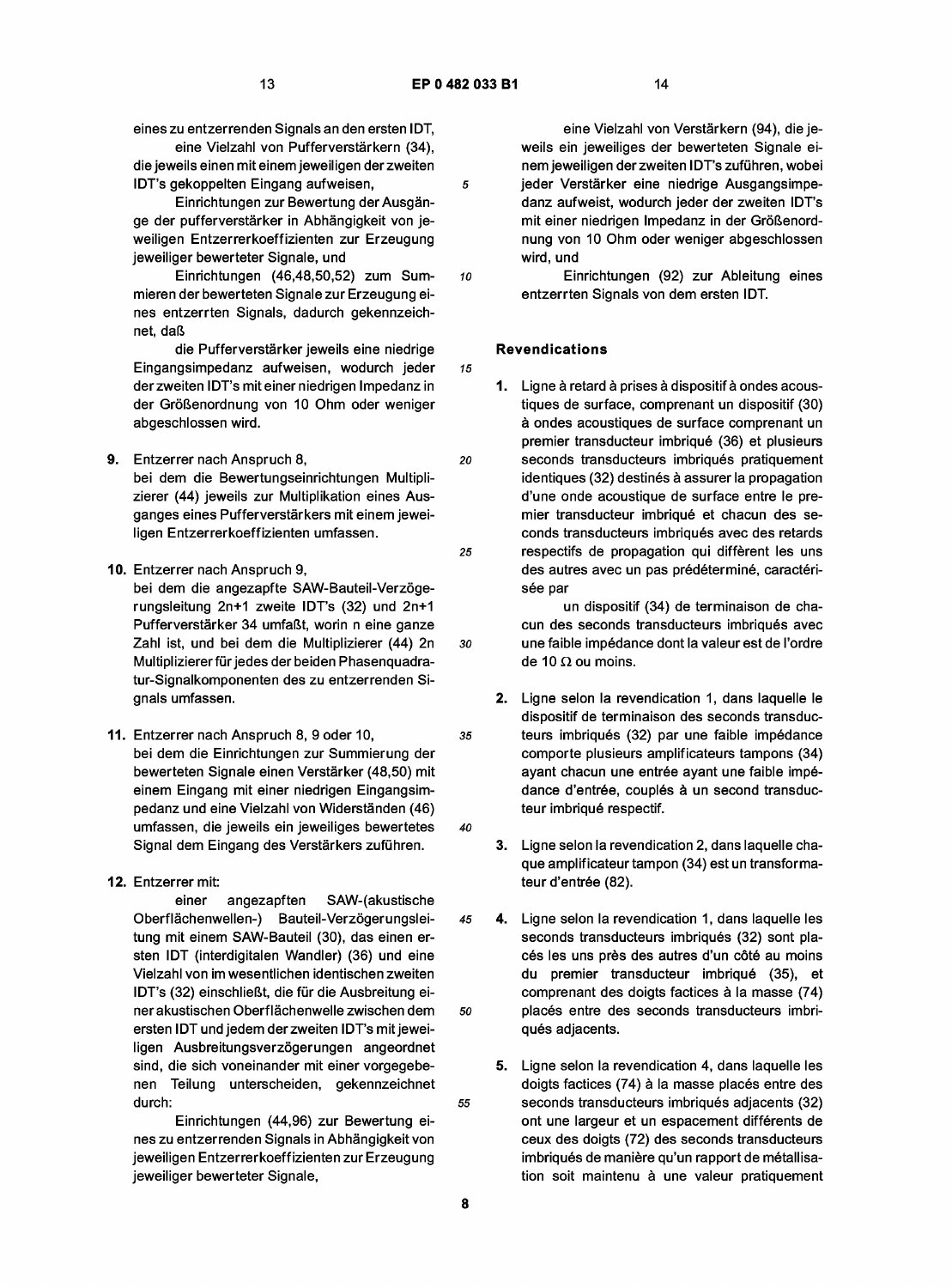eines zu entzerrenden Signals an den ersten IDT,

eine Vielzahl von Pufferverstärkern (34), die jeweils einen mit einem jeweiligen der zweiten IDT's gekoppelten Eingang aufweisen,

Einrichtungen zur Bewertung der Ausgänge der pufferverstärker in Abhängigkeit von jeweiligen Entzerrerkoeffizienten zur Erzeugung jeweiliger bewerteter Signale, und

Einrichtungen (46,48,50,52) zum Summieren der bewerteten Signale zur Erzeugung eines entzerrten Signals, dadurch gekennzeichnet, daß

die Pufferverstärker jeweils eine niedrige Eingangsimpedanz aufweisen, wodurch jeder der zweiten IDT's mit einer niedrigen Impedanz in der Größenordnung von 10 Ohm oder weniger abgeschlossen wird.

**9.** Entzerrer nach Anspruch 8,
bei dem die Bewertungseinrichtungen Multiplizierer (44) jeweils zur Multiplikation eines Ausganges eines Pufferverstärkers mit einem jeweiligen Entzerrerkoeffizienten umfassen.

**10.** Entzerrer nach Anspruch 9,
bei dem die angezapfte SAW-Bauteil-Verzögerungsleitung 2n+1 zweite IDT's (32) und 2n+1 Pufferverstärker 34 umfaßt, worin n eine ganze Zahl ist, und bei dem die Multiplizierer (44) 2n Multiplizierer für jedes der beiden Phasenquadratur-Signalkomponenten des zu entzerrenden Signals umfassen.

**11.** Entzerrer nach Anspruch 8, 9 oder 10,
bei dem die Einrichtungen zur Summierung der bewerteten Signale einen Verstärker (48,50) mit einem Eingang mit einer niedrigen Eingangsimpedanz und eine Vielzahl von Widerständen (46) umfassen, die jeweils ein jeweiliges bewertetes Signal dem Eingang des Verstärkers zuführen.

**12.** Entzerrer mit:

einer angezapften SAW-(akustische Oberflächenwellen-) Bauteil-Verzögerungsleitung mit einem SAW-Bauteil (30), das einen ersten IDT (interdigitalen Wandler) (36) und eine Vielzahl von im wesentlichen identischen zweiten IDT's (32) einschließt, die für die Ausbreitung einer akustischen Oberflächenwelle zwischen dem ersten IDT und jedem der zweiten IDT's mit jeweiligen Ausbreitungsverzögerungen angeordnet sind, die sich voneinander mit einer vorgegebenen Teilung unterscheiden, gekennzeichnet durch:

Einrichtungen (44,96) zur Bewertung eines zu entzerrenden Signals in Abhängigkeit von jeweiligen Entzerrerkoeffizienten zur Erzeugung jeweiliger bewerteter Signale,

eine Vielzahl von Verstärkern (94), die jeweils ein jeweiliges der bewerteten Signale einem jeweiligen der zweiten IDT's zuführen, wobei jeder Verstärker eine niedrige Ausgangsimpedanz aufweist, wodurch jeder der zweiten IDT's mit einer niedrigen Impedanz in der Größenordnung von 10 Ohm oder weniger abgeschlossen wird, und

Einrichtungen (92) zur Ableitung eines entzerrten Signals von dem ersten IDT.

## Revendications

**1.** Ligne à retard à prises à dispositif à ondes acoustiques de surface, comprenant un dispositif (30) à ondes acoustiques de surface comprenant un premier transducteur imbriqué (36) et plusieurs seconds transducteurs imbriqués pratiquement identiques (32) destinés à assurer la propagation d'une onde acoustique de surface entre le premier transducteur imbriqué et chacun des seconds transducteurs imbriqués avec des retards respectifs de propagation qui diffèrent les uns des autres avec un pas prédéterminé, caractérisée par

un dispositif (34) de terminaison de chacun des seconds transducteurs imbriqués avec une faible impédance dont la valeur est de l'ordre de 10 Ω ou moins.

**2.** Ligne selon la revendication 1, dans laquelle le dispositif de terminaison des seconds transducteurs imbriqués (32) par une faible impédance comporte plusieurs amplificateurs tampons (34) ayant chacun une entrée ayant une faible impédance d'entrée, couplés à un second transducteur imbriqué respectif.

**3.** Ligne selon la revendication 2, dans laquelle chaque amplificateur tampon (34) est un transformateur d'entrée (82).

**4.** Ligne selon la revendication 1, dans laquelle les seconds transducteurs imbriqués (32) sont placés les uns près des autres d'un côté au moins du premier transducteur imbriqué (35), et comprenant des doigts factices à la masse (74) placés entre des seconds transducteurs imbriqués adjacents.

**5.** Ligne selon la revendication 4, dans laquelle les doigts factices (74) à la masse placés entre des seconds transducteurs imbriqués adjacents (32) ont une largeur et un espacement différents de ceux des doigts (72) des seconds transducteurs imbriqués de manière qu'un rapport de métallisation soit maintenu à une valeur pratiquement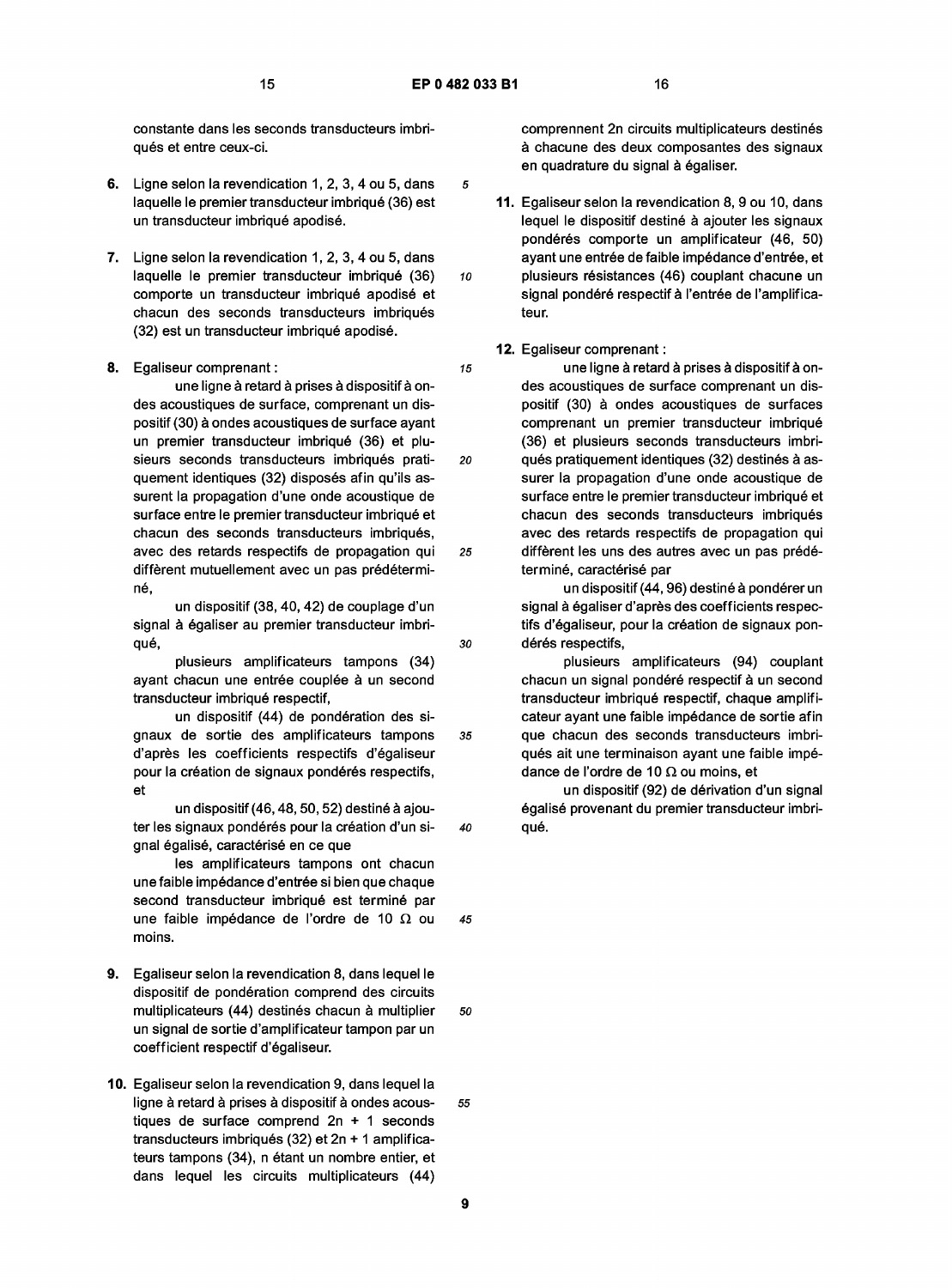constante dans les seconds transducteurs imbriqués et entre ceux-ci.

**6.** Ligne selon la revendication 1, 2, 3, 4 ou 5, dans laquelle le premier transducteur imbriqué (36) est un transducteur imbriqué apodisé.

**7.** Ligne selon la revendication 1, 2, 3, 4 ou 5, dans laquelle le premier transducteur imbriqué (36) comporte un transducteur imbriqué apodisé et chacun des seconds transducteurs imbriqués (32) est un transducteur imbriqué apodisé.

**8.** Egaliseur comprenant :

une ligne à retard à prises à dispositif à ondes acoustiques de surface, comprenant un dispositif (30) à ondes acoustiques de surface ayant un premier transducteur imbriqué (36) et plusieurs seconds transducteurs imbriqués pratiquement identiques (32) disposés afin qu'ils assurent la propagation d'une onde acoustique de surface entre le premier transducteur imbriqué et chacun des seconds transducteurs imbriqués, avec des retards respectifs de propagation qui diffèrent mutuellement avec un pas prédéterminé,

un dispositif (38, 40, 42) de couplage d'un signal à égaliser au premier transducteur imbriqué,

plusieurs amplificateurs tampons (34) ayant chacun une entrée couplée à un second transducteur imbriqué respectif,

un dispositif (44) de pondération des signaux de sortie des amplificateurs tampons d'après les coefficients respectifs d'égaliseur pour la création de signaux pondérés respectifs, et

un dispositif (46, 48, 50, 52) destiné à ajouter les signaux pondérés pour la création d'un signal égalisé, caractérisé en ce que

les amplificateurs tampons ont chacun une faible impédance d'entrée si bien que chaque second transducteur imbriqué est terminé par une faible impédance de l'ordre de 10 Ω ou moins.

**9.** Egaliseur selon la revendication 8, dans lequel le dispositif de pondération comprend des circuits multiplicateurs (44) destinés chacun à multiplier un signal de sortie d'amplificateur tampon par un coefficient respectif d'égaliseur.

**10.** Egaliseur selon la revendication 9, dans lequel la ligne à retard à prises à dispositif à ondes acoustiques de surface comprend 2n + 1 seconds transducteurs imbriqués (32) et 2n + 1 amplificateurs tampons (34), n étant un nombre entier, et dans lequel les circuits multiplicateurs (44) comprennent 2n circuits multiplicateurs destinés à chacune des deux composantes des signaux en quadrature du signal à égaliser.

**11.** Egaliseur selon la revendication 8, 9 ou 10, dans lequel le dispositif destiné à ajouter les signaux pondérés comporte un amplificateur (46, 50) ayant une entrée de faible impédance d'entrée, et plusieurs résistances (46) couplant chacune un signal pondéré respectif à l'entrée de l'amplificateur.

**12.** Egaliseur comprenant :

une ligne à retard à prises à dispositif à ondes acoustiques de surface comprenant un dispositif (30) à ondes acoustiques de surfaces comprenant un premier transducteur imbriqué (36) et plusieurs seconds transducteurs imbriqués pratiquement identiques (32) destinés à assurer la propagation d'une onde acoustique de surface entre le premier transducteur imbriqué et chacun des seconds transducteurs imbriqués avec des retards respectifs de propagation qui diffèrent les uns des autres avec un pas prédéterminé, caractérisé par

un dispositif (44, 96) destiné à pondérer un signal à égaliser d'après des coefficients respectifs d'égaliseur, pour la création de signaux pondérés respectifs,

plusieurs amplificateurs (94) couplant chacun un signal pondéré respectif à un second transducteur imbriqué respectif, chaque amplificateur ayant une faible impédance de sortie afin que chacun des seconds transducteurs imbriqués ait une terminaison ayant une faible impédance de l'ordre de 10 Ω ou moins, et

un dispositif (92) de dérivation d'un signal égalisé provenant du premier transducteur imbriqué.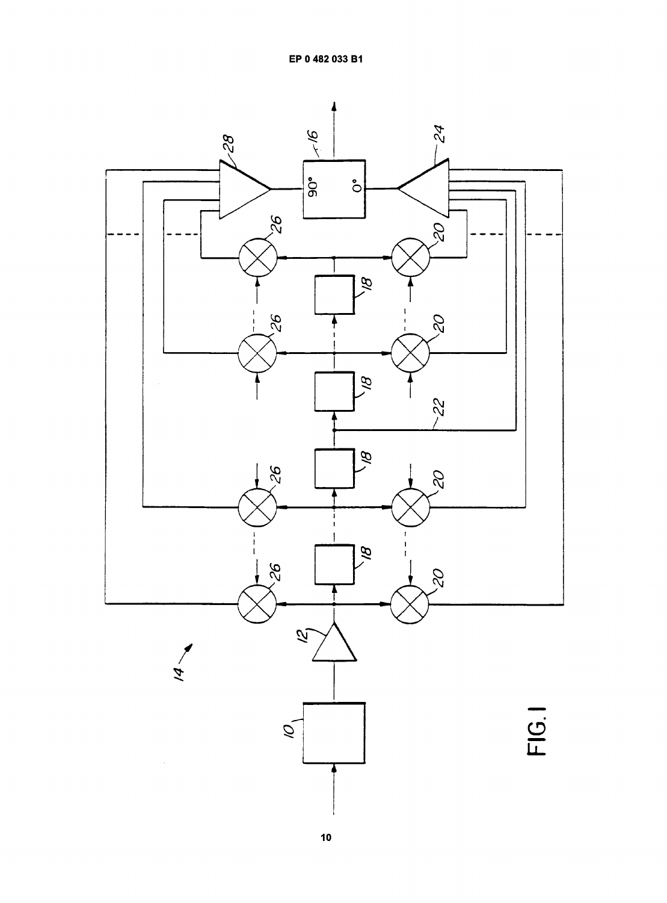FIG. I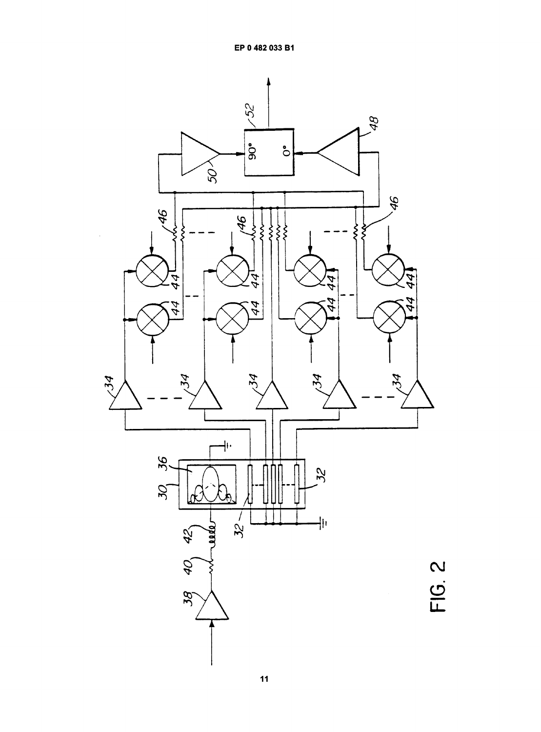FIG. 2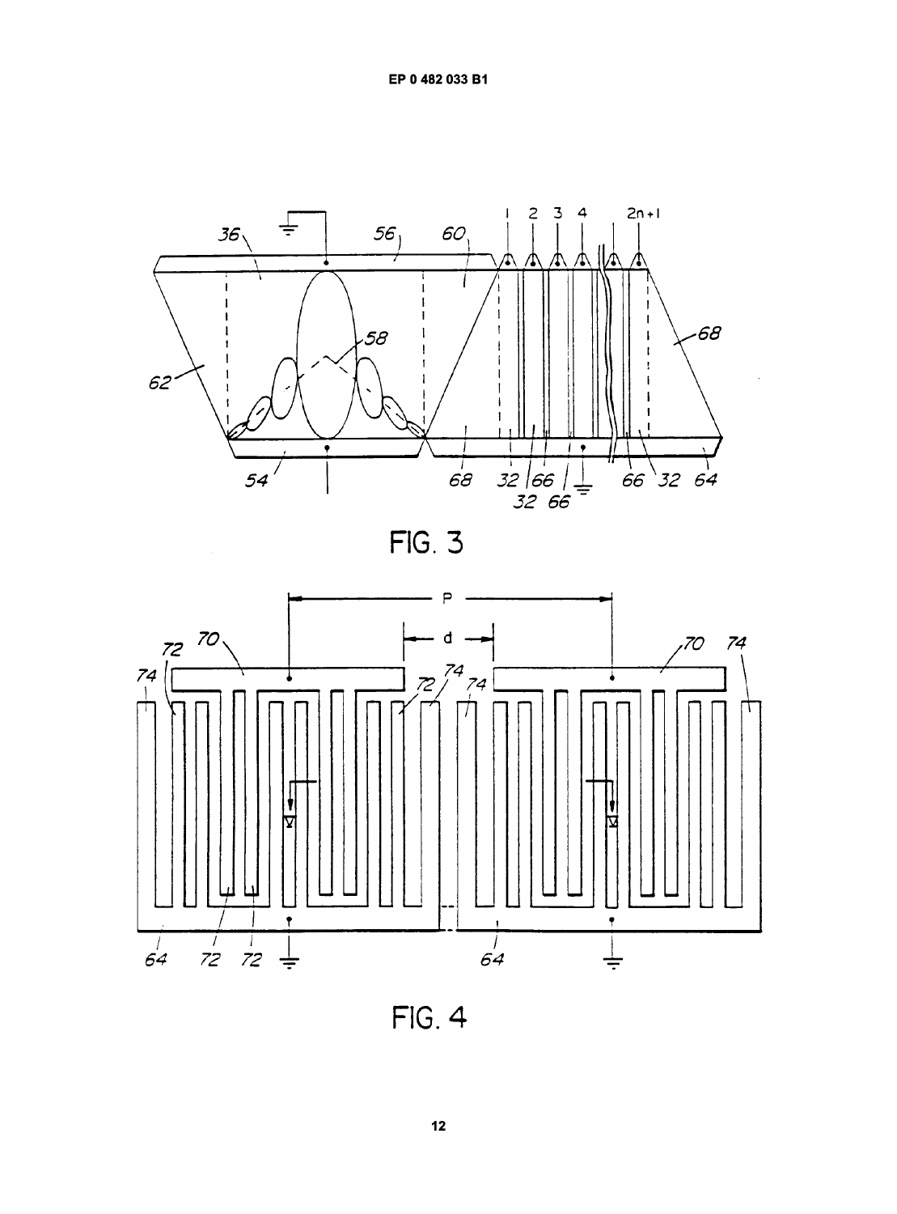FIG. 3

FIG. 4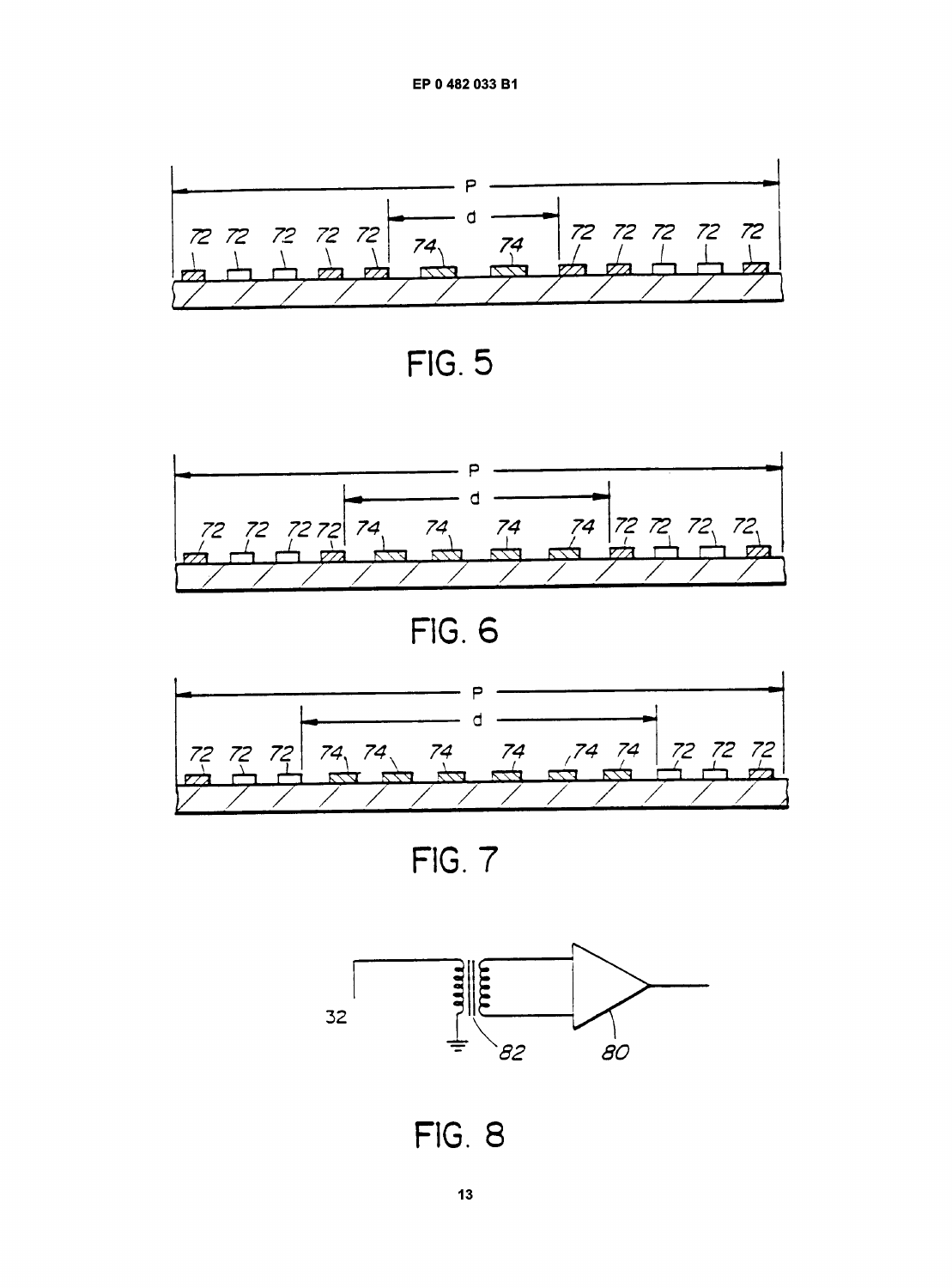FIG. 5

FIG. 6

FIG. 7

FIG. 8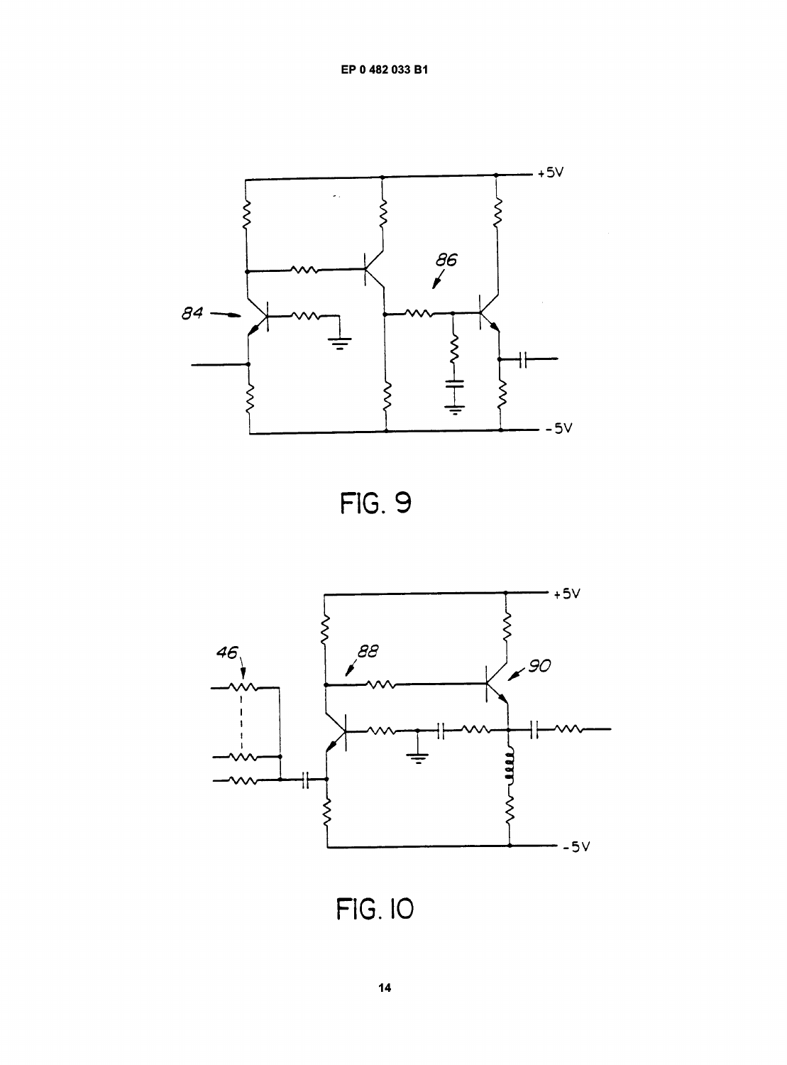FIG. 9

FIG. 10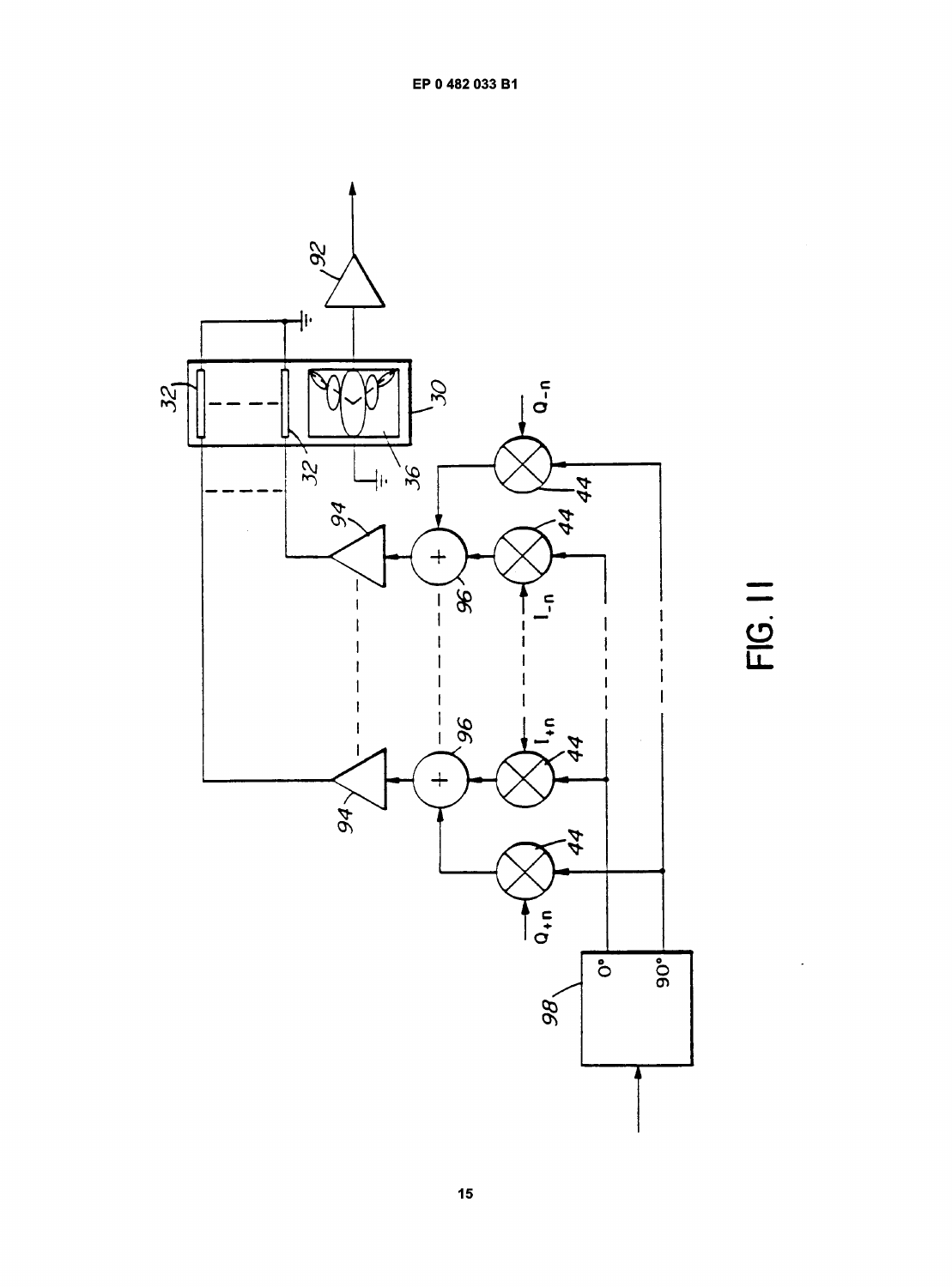FIG. 11